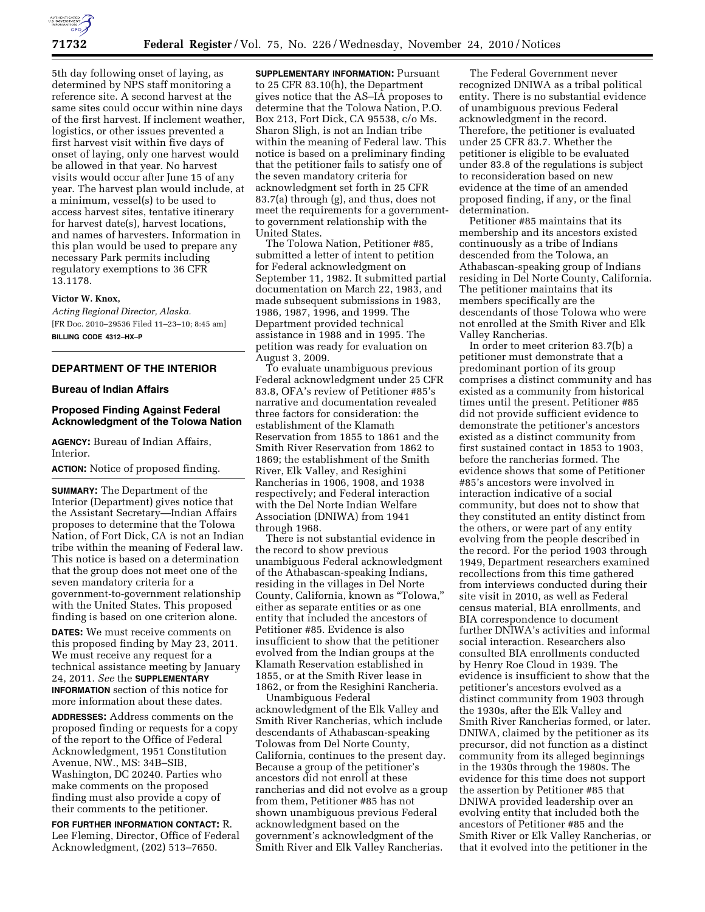5th day following onset of laying, as determined by NPS staff monitoring a reference site. A second harvest at the same sites could occur within nine days of the first harvest. If inclement weather, logistics, or other issues prevented a first harvest visit within five days of onset of laying, only one harvest would be allowed in that year. No harvest visits would occur after June 15 of any year. The harvest plan would include, at a minimum, vessel(s) to be used to access harvest sites, tentative itinerary for harvest date(s), harvest locations, and names of harvesters. Information in this plan would be used to prepare any necessary Park permits including regulatory exemptions to 36 CFR 13.1178.

**Victor W. Knox,**

*Acting Regional Director, Alaska.*

[FR Doc. 2010–29536 Filed 11–23–10; 8:45 am]

**BILLING CODE 4312–HX–P**

## DEPARTMENT OF THE INTERIOR

### Bureau of Indian Affairs

### Proposed Finding Against Federal Acknowledgment of the Tolowa Nation

**AGENCY:** Bureau of Indian Affairs, Interior.

**ACTION:** Notice of proposed finding.

**SUMMARY:** The Department of the Interior (Department) gives notice that the Assistant Secretary—Indian Affairs proposes to determine that the Tolowa Nation, of Fort Dick, CA is not an Indian tribe within the meaning of Federal law. This notice is based on a determination that the group does not meet one of the seven mandatory criteria for a government-to-government relationship with the United States. This proposed finding is based on one criterion alone.

**DATES:** We must receive comments on this proposed finding by May 23, 2011. We must receive any request for a technical assistance meeting by January 24, 2011. *See* the **SUPPLEMENTARY INFORMATION** section of this notice for more information about these dates.

**ADDRESSES:** Address comments on the proposed finding or requests for a copy of the report to the Office of Federal Acknowledgment, 1951 Constitution Avenue, NW., MS: 34B–SIB, Washington, DC 20240. Parties who make comments on the proposed finding must also provide a copy of their comments to the petitioner.

**FOR FURTHER INFORMATION CONTACT:** R. Lee Fleming, Director, Office of Federal Acknowledgment, (202) 513–7650.

**SUPPLEMENTARY INFORMATION:** Pursuant to 25 CFR 83.10(h), the Department gives notice that the AS–IA proposes to determine that the Tolowa Nation, P.O. Box 213, Fort Dick, CA 95538, c/o Ms. Sharon Sligh, is not an Indian tribe within the meaning of Federal law. This notice is based on a preliminary finding that the petitioner fails to satisfy one of the seven mandatory criteria for acknowledgment set forth in 25 CFR 83.7(a) through (g), and thus, does not meet the requirements for a government-to government relationship with the United States.

The Tolowa Nation, Petitioner #85, submitted a letter of intent to petition for Federal acknowledgment on September 11, 1982. It submitted partial documentation on March 22, 1983, and made subsequent submissions in 1983, 1986, 1987, 1996, and 1999. The Department provided technical assistance in 1988 and in 1995. The petition was ready for evaluation on August 3, 2009.

To evaluate unambiguous previous Federal acknowledgment under 25 CFR 83.8, OFA's review of Petitioner #85's narrative and documentation revealed three factors for consideration: the establishment of the Klamath Reservation from 1855 to 1861 and the Smith River Reservation from 1862 to 1869; the establishment of the Smith River, Elk Valley, and Resighini Rancherias in 1906, 1908, and 1938 respectively; and Federal interaction with the Del Norte Indian Welfare Association (DNIWA) from 1941 through 1968.

There is not substantial evidence in the record to show previous unambiguous Federal acknowledgment of the Athabascan-speaking Indians, residing in the villages in Del Norte County, California, known as "Tolowa," either as separate entities or as one entity that included the ancestors of Petitioner #85. Evidence is also insufficient to show that the petitioner evolved from the Indian groups at the Klamath Reservation established in 1855, or at the Smith River lease in 1862, or from the Resighini Rancheria.

Unambiguous Federal acknowledgment of the Elk Valley and Smith River Rancherias, which include descendants of Athabascan-speaking Tolowas from Del Norte County, California, continues to the present day. Because a group of the petitioner's ancestors did not enroll at these rancherias and did not evolve as a group from them, Petitioner #85 has not shown unambiguous previous Federal acknowledgment based on the government's acknowledgment of the Smith River and Elk Valley Rancherias.

The Federal Government never recognized DNIWA as a tribal political entity. There is no substantial evidence of unambiguous previous Federal acknowledgment in the record. Therefore, the petitioner is evaluated under 25 CFR 83.7. Whether the petitioner is eligible to be evaluated under 83.8 of the regulations is subject to reconsideration based on new evidence at the time of an amended proposed finding, if any, or the final determination.

Petitioner #85 maintains that its membership and its ancestors existed continuously as a tribe of Indians descended from the Tolowa, an Athabascan-speaking group of Indians residing in Del Norte County, California. The petitioner maintains that its members specifically are the descendants of those Tolowa who were not enrolled at the Smith River and Elk Valley Rancherias.

In order to meet criterion 83.7(b) a petitioner must demonstrate that a predominant portion of its group comprises a distinct community and has existed as a community from historical times until the present. Petitioner #85 did not provide sufficient evidence to demonstrate the petitioner's ancestors existed as a distinct community from first sustained contact in 1853 to 1903, before the rancherias formed. The evidence shows that some of Petitioner #85's ancestors were involved in interaction indicative of a social community, but does not to show that they constituted an entity distinct from the others, or were part of any entity evolving from the people described in the record. For the period 1903 through 1949, Department researchers examined recollections from this time gathered from interviews conducted during their site visit in 2010, as well as Federal census material, BIA enrollments, and BIA correspondence to document further DNIWA's activities and informal social interaction. Researchers also consulted BIA enrollments conducted by Henry Roe Cloud in 1939. The evidence is insufficient to show that the petitioner's ancestors evolved as a distinct community from 1903 through the 1930s, after the Elk Valley and Smith River Rancherias formed, or later. DNIWA, claimed by the petitioner as its precursor, did not function as a distinct community from its alleged beginnings in the 1930s through the 1980s. The evidence for this time does not support the assertion by Petitioner #85 that DNIWA provided leadership over an evolving entity that included both the ancestors of Petitioner #85 and the Smith River or Elk Valley Rancherias, or that it evolved into the petitioner in the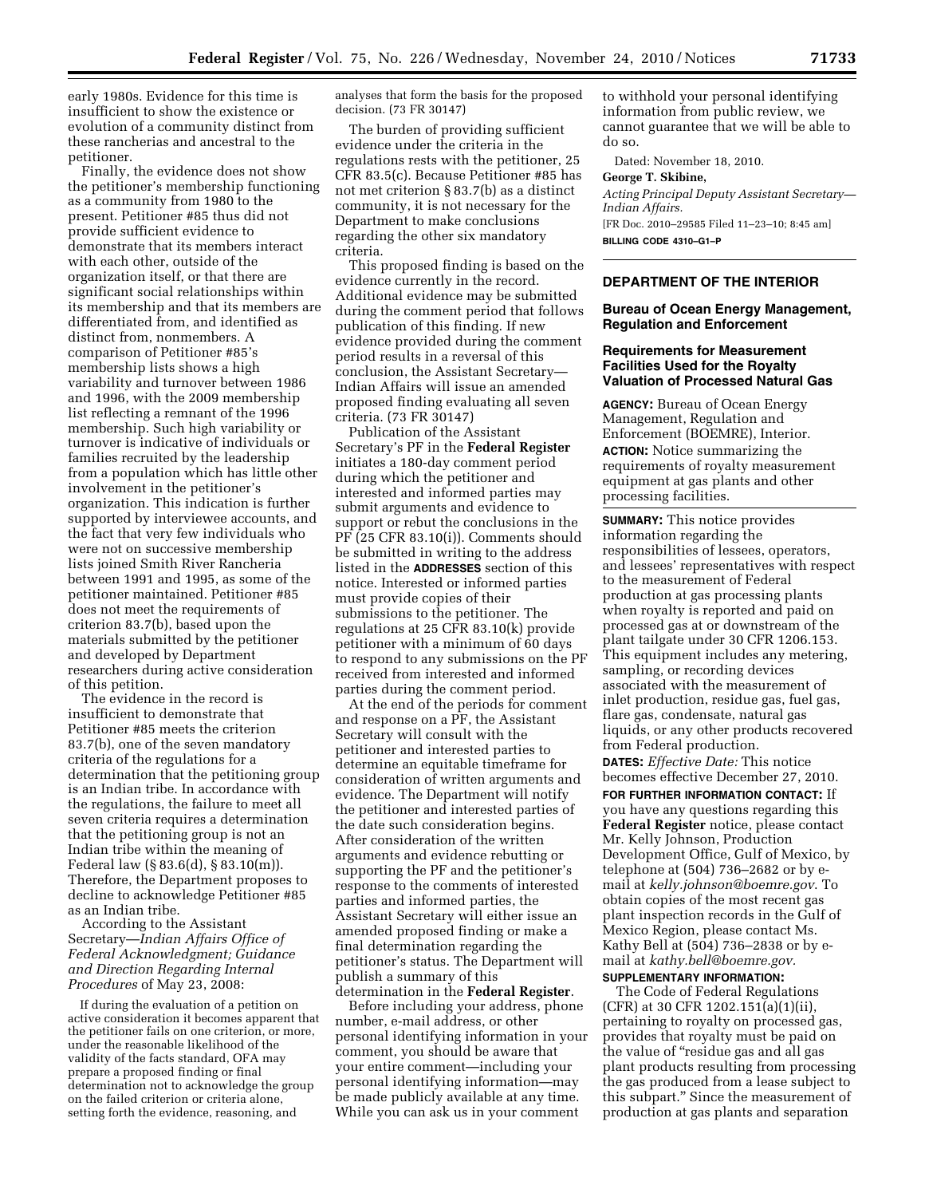early 1980s. Evidence for this time is insufficient to show the existence or evolution of a community distinct from these rancherias and ancestral to the petitioner.

Finally, the evidence does not show the petitioner's membership functioning as a community from 1980 to the present. Petitioner #85 thus did not provide sufficient evidence to demonstrate that its members interact with each other, outside of the organization itself, or that there are significant social relationships within its membership and that its members are differentiated from, and identified as distinct from, nonmembers. A comparison of Petitioner #85's membership lists shows a high variability and turnover between 1986 and 1996, with the 2009 membership list reflecting a remnant of the 1996 membership. Such high variability or turnover is indicative of individuals or families recruited by the leadership from a population which has little other involvement in the petitioner's organization. This indication is further supported by interviewee accounts, and the fact that very few individuals who were not on successive membership lists joined Smith River Rancheria between 1991 and 1995, as some of the petitioner maintained. Petitioner #85 does not meet the requirements of criterion 83.7(b), based upon the materials submitted by the petitioner and developed by Department researchers during active consideration of this petition.

The evidence in the record is insufficient to demonstrate that Petitioner #85 meets the criterion 83.7(b), one of the seven mandatory criteria of the regulations for a determination that the petitioning group is an Indian tribe. In accordance with the regulations, the failure to meet all seven criteria requires a determination that the petitioning group is not an Indian tribe within the meaning of Federal law (§ 83.6(d), § 83.10(m)). Therefore, the Department proposes to decline to acknowledge Petitioner #85 as an Indian tribe.

According to the Assistant Secretary—*Indian Affairs Office of Federal Acknowledgment; Guidance and Direction Regarding Internal Procedures* of May 23, 2008:

> If during the evaluation of a petition on active consideration it becomes apparent that the petitioner fails on one criterion, or more, under the reasonable likelihood of the validity of the facts standard, OFA may prepare a proposed finding or final determination not to acknowledge the group on the failed criterion or criteria alone, setting forth the evidence, reasoning, and analyses that form the basis for the proposed decision. (73 FR 30147)

The burden of providing sufficient evidence under the criteria in the regulations rests with the petitioner, 25 CFR 83.5(c). Because Petitioner #85 has not met criterion § 83.7(b) as a distinct community, it is not necessary for the Department to make conclusions regarding the other six mandatory criteria.

This proposed finding is based on the evidence currently in the record. Additional evidence may be submitted during the comment period that follows publication of this finding. If new evidence provided during the comment period results in a reversal of this conclusion, the Assistant Secretary—Indian Affairs will issue an amended proposed finding evaluating all seven criteria. (73 FR 30147)

Publication of the Assistant Secretary's PF in the **Federal Register** initiates a 180-day comment period during which the petitioner and interested and informed parties may submit arguments and evidence to support or rebut the conclusions in the PF (25 CFR 83.10(i)). Comments should be submitted in writing to the address listed in the **ADDRESSES** section of this notice. Interested or informed parties must provide copies of their submissions to the petitioner. The regulations at 25 CFR 83.10(k) provide petitioner with a minimum of 60 days to respond to any submissions on the PF received from interested and informed parties during the comment period.

At the end of the periods for comment and response on a PF, the Assistant Secretary will consult with the petitioner and interested parties to determine an equitable timeframe for consideration of written arguments and evidence. The Department will notify the petitioner and interested parties of the date such consideration begins. After consideration of the written arguments and evidence rebutting or supporting the PF and the petitioner's response to the comments of interested parties and informed parties, the Assistant Secretary will either issue an amended proposed finding or make a final determination regarding the petitioner's status. The Department will publish a summary of this determination in the **Federal Register**.

Before including your address, phone number, e-mail address, or other personal identifying information in your comment, you should be aware that your entire comment—including your personal identifying information—may be made publicly available at any time. While you can ask us in your comment to withhold your personal identifying information from public review, we cannot guarantee that we will be able to do so.

Dated: November 18, 2010.

**George T. Skibine,**

*Acting Principal Deputy Assistant Secretary—Indian Affairs.*

[FR Doc. 2010–29585 Filed 11–23–10; 8:45 am]

**BILLING CODE 4310–G1–P**

---

## DEPARTMENT OF THE INTERIOR

### Bureau of Ocean Energy Management, Regulation and Enforcement

### Requirements for Measurement Facilities Used for the Royalty Valuation of Processed Natural Gas

**AGENCY:** Bureau of Ocean Energy Management, Regulation and Enforcement (BOEMRE), Interior.

**ACTION:** Notice summarizing the requirements of royalty measurement equipment at gas plants and other processing facilities.

**SUMMARY:** This notice provides information regarding the responsibilities of lessees, operators, and lessees' representatives with respect to the measurement of Federal production at gas processing plants when royalty is reported and paid on processed gas at or downstream of the plant tailgate under 30 CFR 1206.153. This equipment includes any metering, sampling, or recording devices associated with the measurement of inlet production, residue gas, fuel gas, flare gas, condensate, natural gas liquids, or any other products recovered from Federal production.

**DATES:** *Effective Date:* This notice becomes effective December 27, 2010.

**FOR FURTHER INFORMATION CONTACT:** If you have any questions regarding this **Federal Register** notice, please contact Mr. Kelly Johnson, Production Development Office, Gulf of Mexico, by telephone at (504) 736–2682 or by e-mail at *kelly.johnson@boemre.gov*. To obtain copies of the most recent gas plant inspection records in the Gulf of Mexico Region, please contact Ms. Kathy Bell at (504) 736–2838 or by e-mail at *kathy.bell@boemre.gov.*

**SUPPLEMENTARY INFORMATION:**

The Code of Federal Regulations (CFR) at 30 CFR 1202.151(a)(1)(ii), pertaining to royalty on processed gas, provides that royalty must be paid on the value of "residue gas and all gas plant products resulting from processing the gas produced from a lease subject to this subpart." Since the measurement of production at gas plants and separation